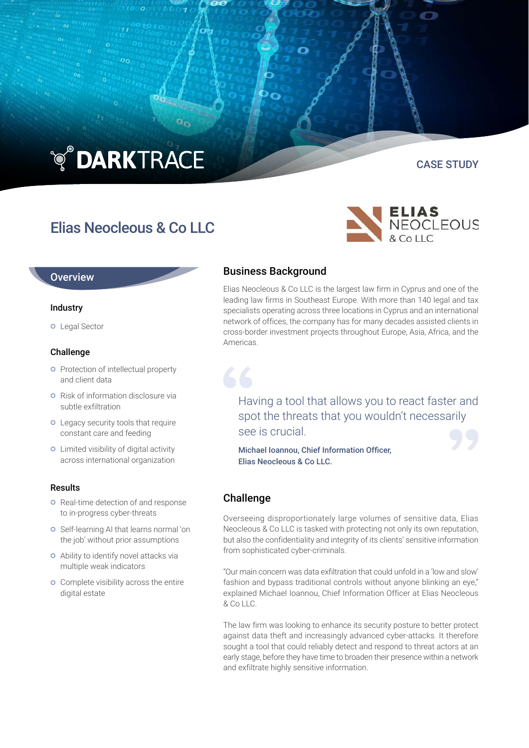DARKTRACE

CASE STUDY

# Elias Neocleous & Co LLC

## Overview

### Industry

- Legal Sector

### Challenge

- Protection of intellectual property and client data
- Risk of information disclosure via subtle exfiltration
- Legacy security tools that require constant care and feeding
- Limited visibility of digital activity across international organization

### Results

- Real-time detection of and response to in-progress cyber-threats
- Self-learning AI that learns normal 'on the job' without prior assumptions
- Ability to identify novel attacks via multiple weak indicators
- Complete visibility across the entire digital estate

## Business Background

Elias Neocleous & Co LLC is the largest law firm in Cyprus and one of the leading law firms in Southeast Europe. With more than 140 legal and tax specialists operating across three locations in Cyprus and an international network of offices, the company has for many decades assisted clients in cross-border investment projects throughout Europe, Asia, Africa, and the Americas.

> Having a tool that allows you to react faster and spot the threats that you wouldn't necessarily see is crucial.
>
> **Michael Ioannou, Chief Information Officer, Elias Neocleous & Co LLC.**

## Challenge

Overseeing disproportionately large volumes of sensitive data, Elias Neocleous & Co LLC is tasked with protecting not only its own reputation, but also the confidentiality and integrity of its clients' sensitive information from sophisticated cyber-criminals.

"Our main concern was data exfiltration that could unfold in a 'low and slow' fashion and bypass traditional controls without anyone blinking an eye," explained Michael Ioannou, Chief Information Officer at Elias Neocleous & Co LLC.

The law firm was looking to enhance its security posture to better protect against data theft and increasingly advanced cyber-attacks. It therefore sought a tool that could reliably detect and respond to threat actors at an early stage, before they have time to broaden their presence within a network and exfiltrate highly sensitive information.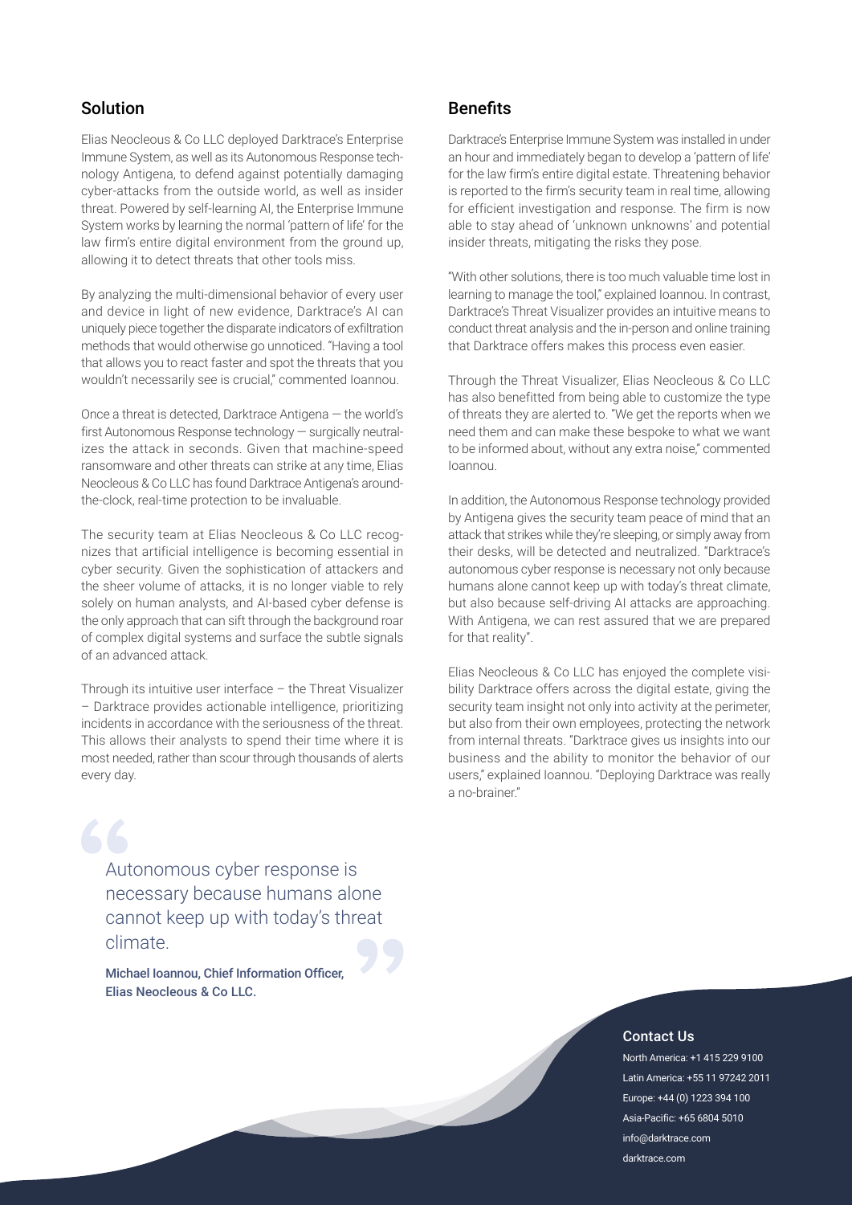## Solution

Elias Neocleous & Co LLC deployed Darktrace's Enterprise Immune System, as well as its Autonomous Response technology Antigena, to defend against potentially damaging cyber-attacks from the outside world, as well as insider threat. Powered by self-learning AI, the Enterprise Immune System works by learning the normal 'pattern of life' for the law firm's entire digital environment from the ground up, allowing it to detect threats that other tools miss.

By analyzing the multi-dimensional behavior of every user and device in light of new evidence, Darktrace's AI can uniquely piece together the disparate indicators of exfiltration methods that would otherwise go unnoticed. "Having a tool that allows you to react faster and spot the threats that you wouldn't necessarily see is crucial," commented Ioannou.

Once a threat is detected, Darktrace Antigena — the world's first Autonomous Response technology — surgically neutralizes the attack in seconds. Given that machine-speed ransomware and other threats can strike at any time, Elias Neocleous & Co LLC has found Darktrace Antigena's around-the-clock, real-time protection to be invaluable.

The security team at Elias Neocleous & Co LLC recognizes that artificial intelligence is becoming essential in cyber security. Given the sophistication of attackers and the sheer volume of attacks, it is no longer viable to rely solely on human analysts, and AI-based cyber defense is the only approach that can sift through the background roar of complex digital systems and surface the subtle signals of an advanced attack.

Through its intuitive user interface – the Threat Visualizer – Darktrace provides actionable intelligence, prioritizing incidents in accordance with the seriousness of the threat. This allows their analysts to spend their time where it is most needed, rather than scour through thousands of alerts every day.

> Autonomous cyber response is necessary because humans alone cannot keep up with today's threat climate.
>
> **Michael Ioannou, Chief Information Officer, Elias Neocleous & Co LLC.**

## Benefits

Darktrace's Enterprise Immune System was installed in under an hour and immediately began to develop a 'pattern of life' for the law firm's entire digital estate. Threatening behavior is reported to the firm's security team in real time, allowing for efficient investigation and response. The firm is now able to stay ahead of 'unknown unknowns' and potential insider threats, mitigating the risks they pose.

"With other solutions, there is too much valuable time lost in learning to manage the tool," explained Ioannou. In contrast, Darktrace's Threat Visualizer provides an intuitive means to conduct threat analysis and the in-person and online training that Darktrace offers makes this process even easier.

Through the Threat Visualizer, Elias Neocleous & Co LLC has also benefitted from being able to customize the type of threats they are alerted to. "We get the reports when we need them and can make these bespoke to what we want to be informed about, without any extra noise," commented Ioannou.

In addition, the Autonomous Response technology provided by Antigena gives the security team peace of mind that an attack that strikes while they're sleeping, or simply away from their desks, will be detected and neutralized. "Darktrace's autonomous cyber response is necessary not only because humans alone cannot keep up with today's threat climate, but also because self-driving AI attacks are approaching. With Antigena, we can rest assured that we are prepared for that reality".

Elias Neocleous & Co LLC has enjoyed the complete visibility Darktrace offers across the digital estate, giving the security team insight not only into activity at the perimeter, but also from their own employees, protecting the network from internal threats. "Darktrace gives us insights into our business and the ability to monitor the behavior of our users," explained Ioannou. "Deploying Darktrace was really a no-brainer."

### Contact Us

North America: +1 415 229 9100

Latin America: +55 11 97242 2011

Europe: +44 (0) 1223 394 100

Asia-Pacific: +65 6804 5010

info@darktrace.com

darktrace.com